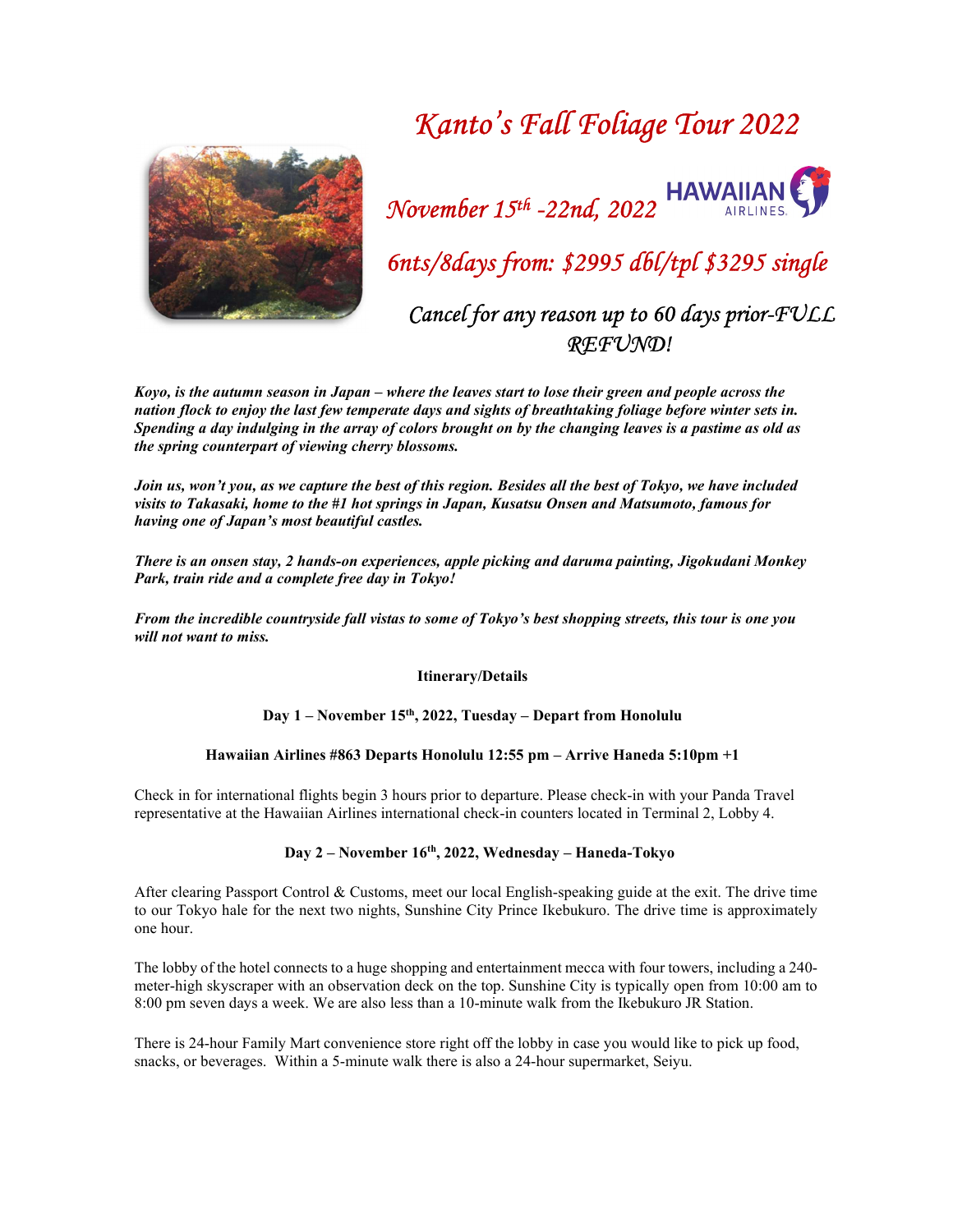# *Kanto's Fall Foliage Tour 2022*

*November 15th -22nd, 2022*

*6nts/8days from: $2995 dbl/tpl $3295 single*

*Cancel for any reason up to 60 days prior-FULL REFUND!*

***Koyo, is the autumn season in Japan – where the leaves start to lose their green and people across the nation flock to enjoy the last few temperate days and sights of breathtaking foliage before winter sets in. Spending a day indulging in the array of colors brought on by the changing leaves is a pastime as old as the spring counterpart of viewing cherry blossoms.***

***Join us, won't you, as we capture the best of this region. Besides all the best of Tokyo, we have included visits to Takasaki, home to the #1 hot springs in Japan, Kusatsu Onsen and Matsumoto, famous for having one of Japan's most beautiful castles.***

***There is an onsen stay, 2 hands-on experiences, apple picking and daruma painting, Jigokudani Monkey Park, train ride and a complete free day in Tokyo!***

***From the incredible countryside fall vistas to some of Tokyo's best shopping streets, this tour is one you will not want to miss.***

**Itinerary/Details**

**Day 1 – November 15th, 2022, Tuesday – Depart from Honolulu**

**Hawaiian Airlines #863 Departs Honolulu 12:55 pm – Arrive Haneda 5:10pm +1**

Check in for international flights begin 3 hours prior to departure. Please check-in with your Panda Travel representative at the Hawaiian Airlines international check-in counters located in Terminal 2, Lobby 4.

**Day 2 – November 16th, 2022, Wednesday – Haneda-Tokyo**

After clearing Passport Control & Customs, meet our local English-speaking guide at the exit. The drive time to our Tokyo hale for the next two nights, Sunshine City Prince Ikebukuro. The drive time is approximately one hour.

The lobby of the hotel connects to a huge shopping and entertainment mecca with four towers, including a 240-meter-high skyscraper with an observation deck on the top. Sunshine City is typically open from 10:00 am to 8:00 pm seven days a week. We are also less than a 10-minute walk from the Ikebukuro JR Station.

There is 24-hour Family Mart convenience store right off the lobby in case you would like to pick up food, snacks, or beverages. Within a 5-minute walk there is also a 24-hour supermarket, Seiyu.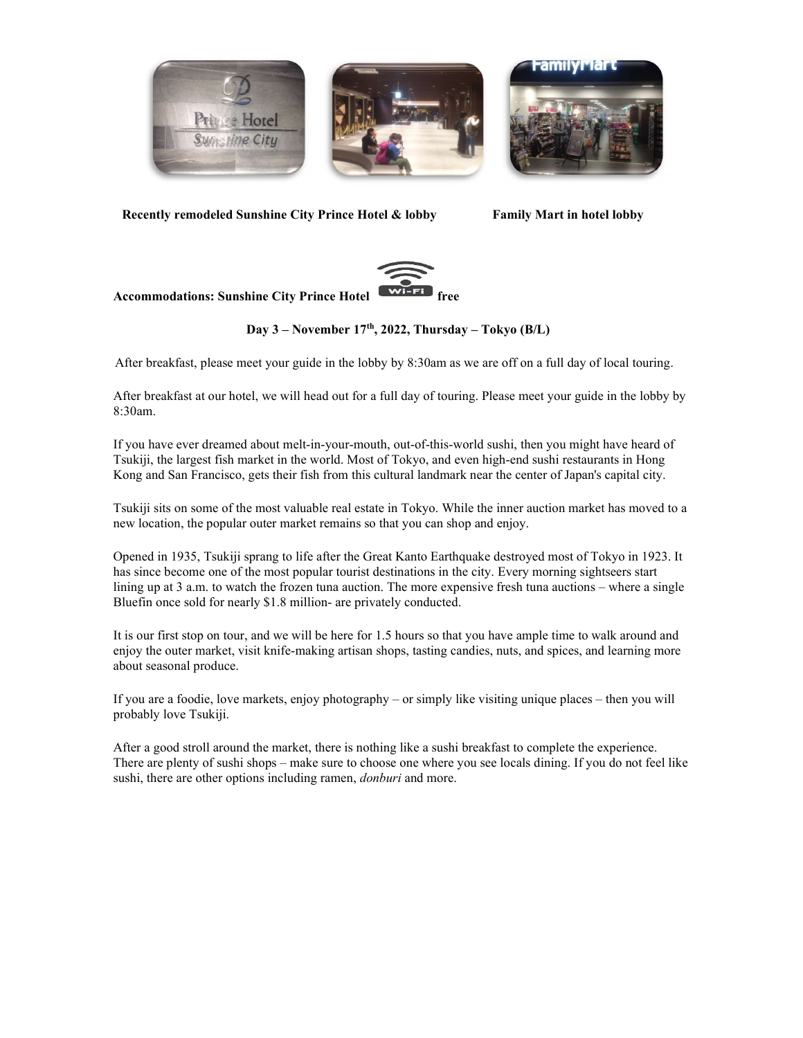**Recently remodeled Sunshine City Prince Hotel & lobby** **Family Mart in hotel lobby**

**Accommodations: Sunshine City Prince Hotel Wi-Fi free**

**Day 3 – November 17th, 2022, Thursday – Tokyo (B/L)**

After breakfast, please meet your guide in the lobby by 8:30am as we are off on a full day of local touring.

After breakfast at our hotel, we will head out for a full day of touring. Please meet your guide in the lobby by 8:30am.

If you have ever dreamed about melt-in-your-mouth, out-of-this-world sushi, then you might have heard of Tsukiji, the largest fish market in the world. Most of Tokyo, and even high-end sushi restaurants in Hong Kong and San Francisco, gets their fish from this cultural landmark near the center of Japan's capital city.

Tsukiji sits on some of the most valuable real estate in Tokyo. While the inner auction market has moved to a new location, the popular outer market remains so that you can shop and enjoy.

Opened in 1935, Tsukiji sprang to life after the Great Kanto Earthquake destroyed most of Tokyo in 1923. It has since become one of the most popular tourist destinations in the city. Every morning sightseers start lining up at 3 a.m. to watch the frozen tuna auction. The more expensive fresh tuna auctions – where a single Bluefin once sold for nearly $1.8 million- are privately conducted.

It is our first stop on tour, and we will be here for 1.5 hours so that you have ample time to walk around and enjoy the outer market, visit knife-making artisan shops, tasting candies, nuts, and spices, and learning more about seasonal produce.

If you are a foodie, love markets, enjoy photography – or simply like visiting unique places – then you will probably love Tsukiji.

After a good stroll around the market, there is nothing like a sushi breakfast to complete the experience. There are plenty of sushi shops – make sure to choose one where you see locals dining. If you do not feel like sushi, there are other options including ramen, *donburi* and more.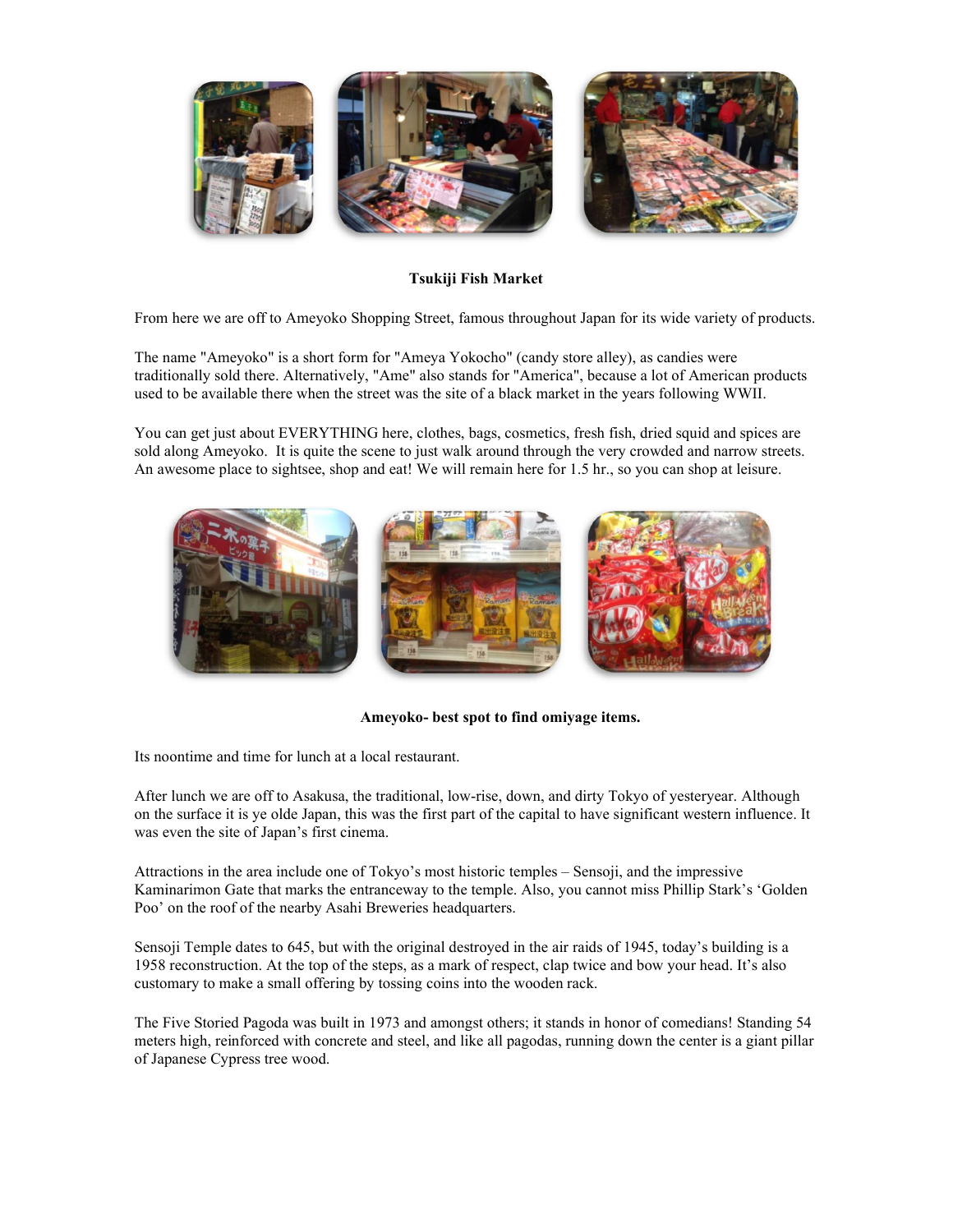**Tsukiji Fish Market**

From here we are off to Ameyoko Shopping Street, famous throughout Japan for its wide variety of products.

The name "Ameyoko" is a short form for "Ameya Yokocho" (candy store alley), as candies were traditionally sold there. Alternatively, "Ame" also stands for "America", because a lot of American products used to be available there when the street was the site of a black market in the years following WWII.

You can get just about EVERYTHING here, clothes, bags, cosmetics, fresh fish, dried squid and spices are sold along Ameyoko. It is quite the scene to just walk around through the very crowded and narrow streets. An awesome place to sightsee, shop and eat! We will remain here for 1.5 hr., so you can shop at leisure.

**Ameyoko- best spot to find omiyage items.**

Its noontime and time for lunch at a local restaurant.

After lunch we are off to Asakusa, the traditional, low-rise, down, and dirty Tokyo of yesteryear. Although on the surface it is ye olde Japan, this was the first part of the capital to have significant western influence. It was even the site of Japan's first cinema.

Attractions in the area include one of Tokyo's most historic temples – Sensoji, and the impressive Kaminarimon Gate that marks the entranceway to the temple. Also, you cannot miss Phillip Stark's 'Golden Poo' on the roof of the nearby Asahi Breweries headquarters.

Sensoji Temple dates to 645, but with the original destroyed in the air raids of 1945, today's building is a 1958 reconstruction. At the top of the steps, as a mark of respect, clap twice and bow your head. It's also customary to make a small offering by tossing coins into the wooden rack.

The Five Storied Pagoda was built in 1973 and amongst others; it stands in honor of comedians! Standing 54 meters high, reinforced with concrete and steel, and like all pagodas, running down the center is a giant pillar of Japanese Cypress tree wood.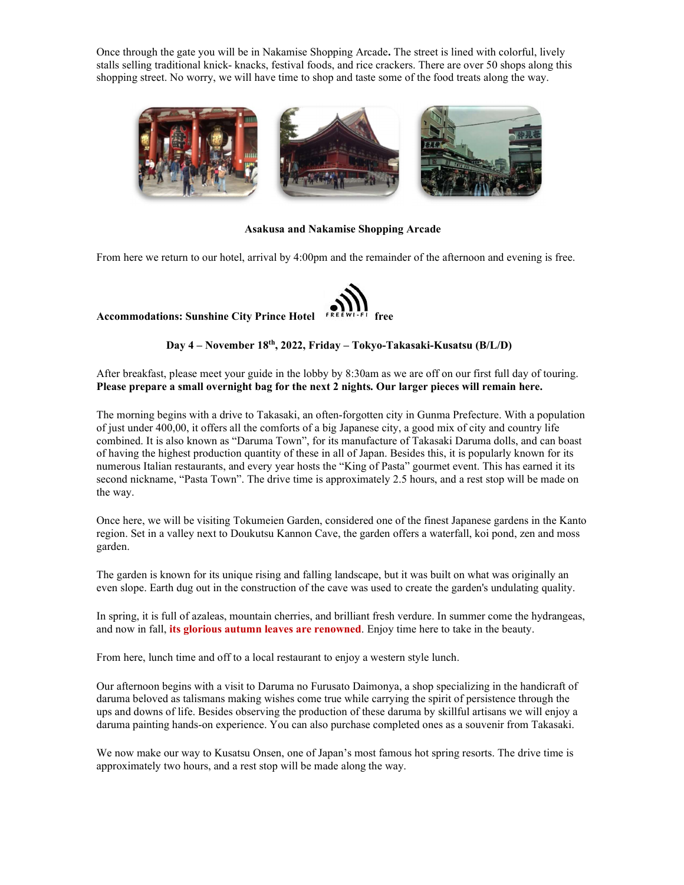Once through the gate you will be in Nakamise Shopping Arcade**.** The street is lined with colorful, lively stalls selling traditional knick- knacks, festival foods, and rice crackers. There are over 50 shops along this shopping street. No worry, we will have time to shop and taste some of the food treats along the way.

**Asakusa and Nakamise Shopping Arcade**

From here we return to our hotel, arrival by 4:00pm and the remainder of the afternoon and evening is free.

**Accommodations: Sunshine City Prince Hotel** FREE WI-FI **free**

**Day 4 – November 18th, 2022, Friday – Tokyo-Takasaki-Kusatsu (B/L/D)**

After breakfast, please meet your guide in the lobby by 8:30am as we are off on our first full day of touring. **Please prepare a small overnight bag for the next 2 nights. Our larger pieces will remain here.**

The morning begins with a drive to Takasaki, an often-forgotten city in Gunma Prefecture. With a population of just under 400,00, it offers all the comforts of a big Japanese city, a good mix of city and country life combined. It is also known as "Daruma Town", for its manufacture of Takasaki Daruma dolls, and can boast of having the highest production quantity of these in all of Japan. Besides this, it is popularly known for its numerous Italian restaurants, and every year hosts the "King of Pasta" gourmet event. This has earned it its second nickname, "Pasta Town". The drive time is approximately 2.5 hours, and a rest stop will be made on the way.

Once here, we will be visiting Tokumeien Garden, considered one of the finest Japanese gardens in the Kanto region. Set in a valley next to Doukutsu Kannon Cave, the garden offers a waterfall, koi pond, zen and moss garden.

The garden is known for its unique rising and falling landscape, but it was built on what was originally an even slope. Earth dug out in the construction of the cave was used to create the garden's undulating quality.

In spring, it is full of azaleas, mountain cherries, and brilliant fresh verdure. In summer come the hydrangeas, and now in fall, **its glorious autumn leaves are renowned**. Enjoy time here to take in the beauty.

From here, lunch time and off to a local restaurant to enjoy a western style lunch.

Our afternoon begins with a visit to Daruma no Furusato Daimonya, a shop specializing in the handicraft of daruma beloved as talismans making wishes come true while carrying the spirit of persistence through the ups and downs of life. Besides observing the production of these daruma by skillful artisans we will enjoy a daruma painting hands-on experience. You can also purchase completed ones as a souvenir from Takasaki.

We now make our way to Kusatsu Onsen, one of Japan's most famous hot spring resorts. The drive time is approximately two hours, and a rest stop will be made along the way.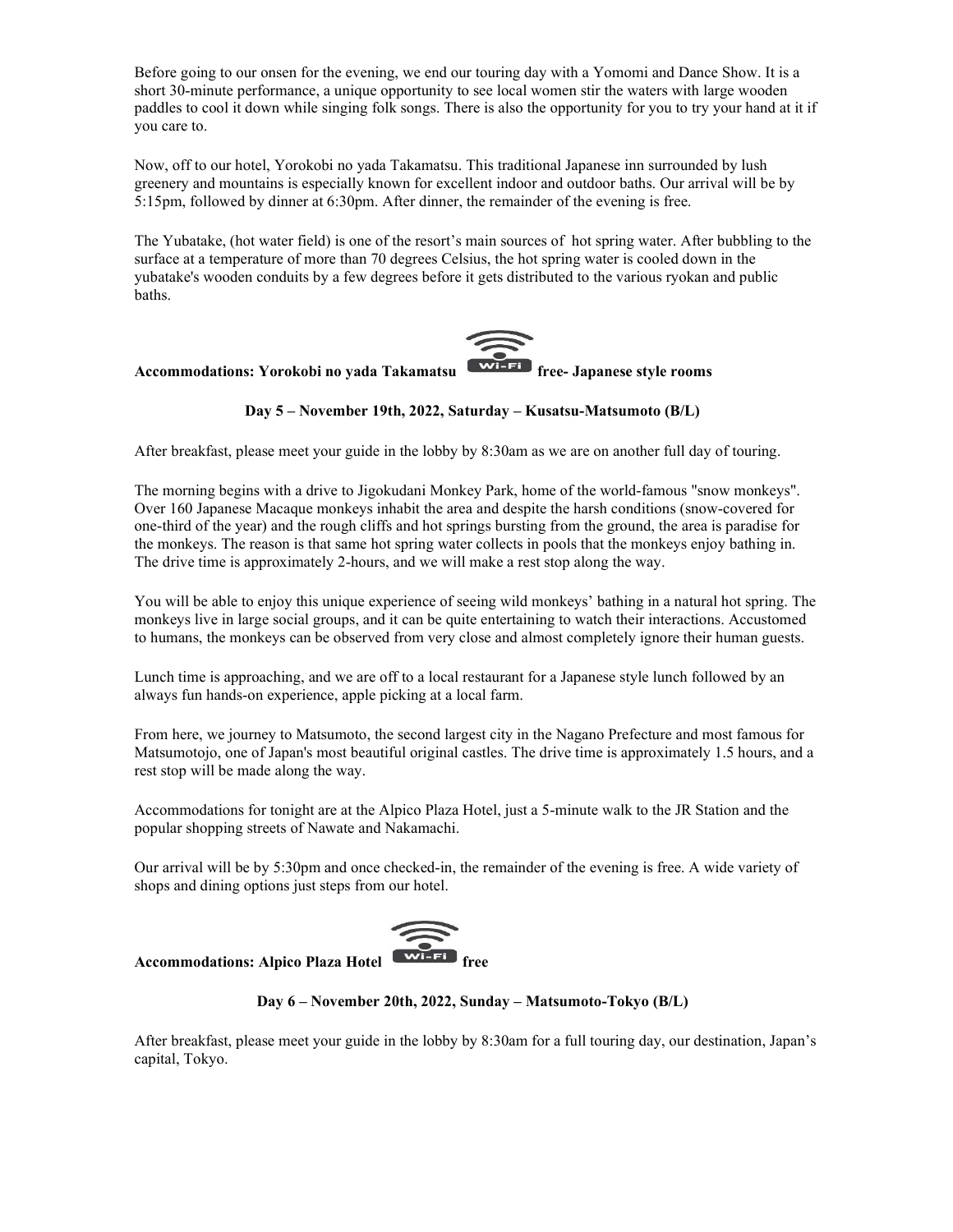Before going to our onsen for the evening, we end our touring day with a Yomomi and Dance Show. It is a short 30-minute performance, a unique opportunity to see local women stir the waters with large wooden paddles to cool it down while singing folk songs. There is also the opportunity for you to try your hand at it if you care to.

Now, off to our hotel, Yorokobi no yada Takamatsu. This traditional Japanese inn surrounded by lush greenery and mountains is especially known for excellent indoor and outdoor baths. Our arrival will be by 5:15pm, followed by dinner at 6:30pm. After dinner, the remainder of the evening is free.

The Yubatake, (hot water field) is one of the resort's main sources of hot spring water. After bubbling to the surface at a temperature of more than 70 degrees Celsius, the hot spring water is cooled down in the yubatake's wooden conduits by a few degrees before it gets distributed to the various ryokan and public baths.

**Accommodations: Yorokobi no yada Takamatsu Wi-Fi free- Japanese style rooms**

**Day 5 – November 19th, 2022, Saturday – Kusatsu-Matsumoto (B/L)**

After breakfast, please meet your guide in the lobby by 8:30am as we are on another full day of touring.

The morning begins with a drive to Jigokudani Monkey Park, home of the world-famous "snow monkeys". Over 160 Japanese Macaque monkeys inhabit the area and despite the harsh conditions (snow-covered for one-third of the year) and the rough cliffs and hot springs bursting from the ground, the area is paradise for the monkeys. The reason is that same hot spring water collects in pools that the monkeys enjoy bathing in. The drive time is approximately 2-hours, and we will make a rest stop along the way.

You will be able to enjoy this unique experience of seeing wild monkeys' bathing in a natural hot spring. The monkeys live in large social groups, and it can be quite entertaining to watch their interactions. Accustomed to humans, the monkeys can be observed from very close and almost completely ignore their human guests.

Lunch time is approaching, and we are off to a local restaurant for a Japanese style lunch followed by an always fun hands-on experience, apple picking at a local farm.

From here, we journey to Matsumoto, the second largest city in the Nagano Prefecture and most famous for Matsumotojo, one of Japan's most beautiful original castles. The drive time is approximately 1.5 hours, and a rest stop will be made along the way.

Accommodations for tonight are at the Alpico Plaza Hotel, just a 5-minute walk to the JR Station and the popular shopping streets of Nawate and Nakamachi.

Our arrival will be by 5:30pm and once checked-in, the remainder of the evening is free. A wide variety of shops and dining options just steps from our hotel.

**Accommodations: Alpico Plaza Hotel Wi-Fi free**

**Day 6 – November 20th, 2022, Sunday – Matsumoto-Tokyo (B/L)**

After breakfast, please meet your guide in the lobby by 8:30am for a full touring day, our destination, Japan's capital, Tokyo.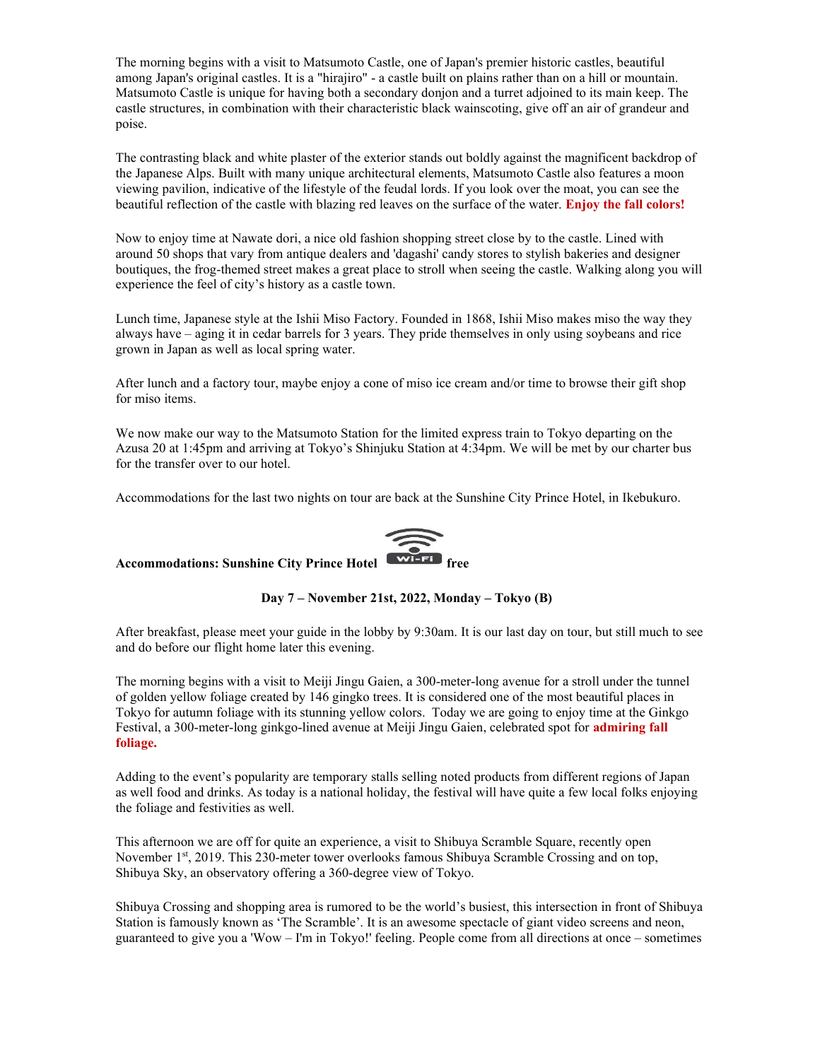The morning begins with a visit to Matsumoto Castle, one of Japan's premier historic castles, beautiful among Japan's original castles. It is a "hirajiro" - a castle built on plains rather than on a hill or mountain. Matsumoto Castle is unique for having both a secondary donjon and a turret adjoined to its main keep. The castle structures, in combination with their characteristic black wainscoting, give off an air of grandeur and poise.

The contrasting black and white plaster of the exterior stands out boldly against the magnificent backdrop of the Japanese Alps. Built with many unique architectural elements, Matsumoto Castle also features a moon viewing pavilion, indicative of the lifestyle of the feudal lords. If you look over the moat, you can see the beautiful reflection of the castle with blazing red leaves on the surface of the water. **Enjoy the fall colors!**

Now to enjoy time at Nawate dori, a nice old fashion shopping street close by to the castle. Lined with around 50 shops that vary from antique dealers and 'dagashi' candy stores to stylish bakeries and designer boutiques, the frog-themed street makes a great place to stroll when seeing the castle. Walking along you will experience the feel of city's history as a castle town.

Lunch time, Japanese style at the Ishii Miso Factory. Founded in 1868, Ishii Miso makes miso the way they always have – aging it in cedar barrels for 3 years. They pride themselves in only using soybeans and rice grown in Japan as well as local spring water.

After lunch and a factory tour, maybe enjoy a cone of miso ice cream and/or time to browse their gift shop for miso items.

We now make our way to the Matsumoto Station for the limited express train to Tokyo departing on the Azusa 20 at 1:45pm and arriving at Tokyo's Shinjuku Station at 4:34pm. We will be met by our charter bus for the transfer over to our hotel.

Accommodations for the last two nights on tour are back at the Sunshine City Prince Hotel, in Ikebukuro.

**Accommodations: Sunshine City Prince Hotel Wi-Fi free**

**Day 7 – November 21st, 2022, Monday – Tokyo (B)**

After breakfast, please meet your guide in the lobby by 9:30am. It is our last day on tour, but still much to see and do before our flight home later this evening.

The morning begins with a visit to Meiji Jingu Gaien, a 300-meter-long avenue for a stroll under the tunnel of golden yellow foliage created by 146 gingko trees. It is considered one of the most beautiful places in Tokyo for autumn foliage with its stunning yellow colors. Today we are going to enjoy time at the Ginkgo Festival, a 300-meter-long ginkgo-lined avenue at Meiji Jingu Gaien, celebrated spot for **admiring fall foliage.**

Adding to the event's popularity are temporary stalls selling noted products from different regions of Japan as well food and drinks. As today is a national holiday, the festival will have quite a few local folks enjoying the foliage and festivities as well.

This afternoon we are off for quite an experience, a visit to Shibuya Scramble Square, recently open November 1st, 2019. This 230-meter tower overlooks famous Shibuya Scramble Crossing and on top, Shibuya Sky, an observatory offering a 360-degree view of Tokyo.

Shibuya Crossing and shopping area is rumored to be the world's busiest, this intersection in front of Shibuya Station is famously known as 'The Scramble'. It is an awesome spectacle of giant video screens and neon, guaranteed to give you a 'Wow – I'm in Tokyo!' feeling. People come from all directions at once – sometimes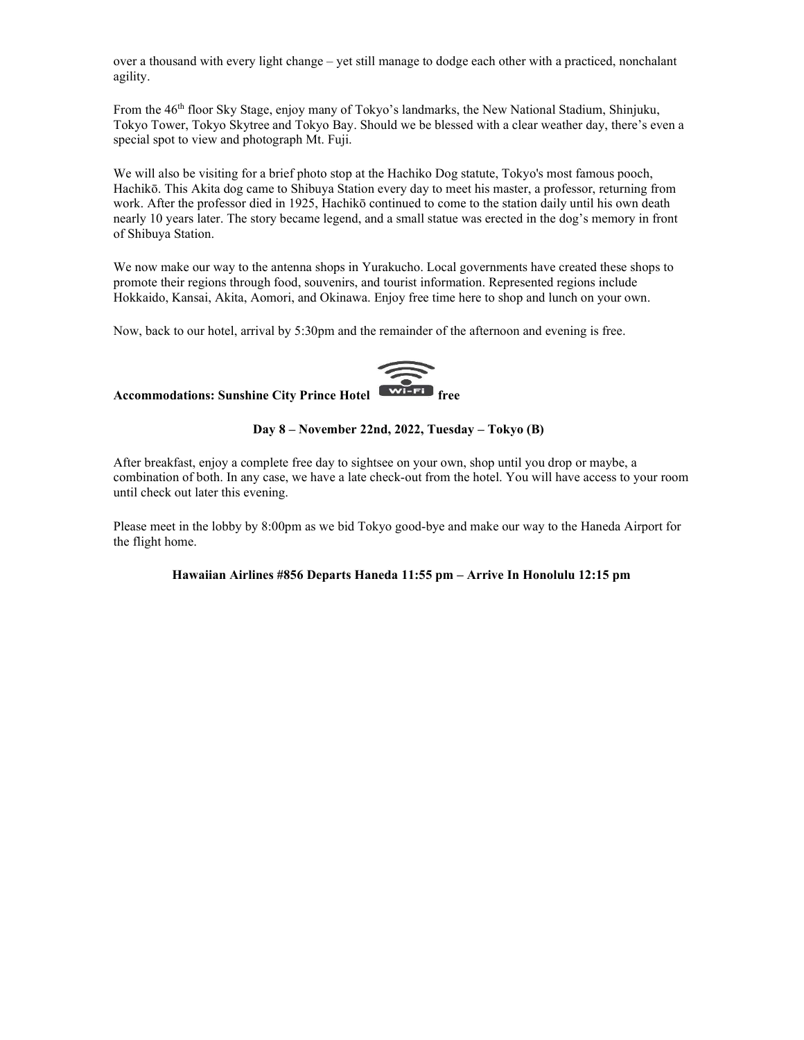over a thousand with every light change – yet still manage to dodge each other with a practiced, nonchalant agility.

From the 46th floor Sky Stage, enjoy many of Tokyo's landmarks, the New National Stadium, Shinjuku, Tokyo Tower, Tokyo Skytree and Tokyo Bay. Should we be blessed with a clear weather day, there's even a special spot to view and photograph Mt. Fuji.

We will also be visiting for a brief photo stop at the Hachiko Dog statute, Tokyo's most famous pooch, Hachikō. This Akita dog came to Shibuya Station every day to meet his master, a professor, returning from work. After the professor died in 1925, Hachikō continued to come to the station daily until his own death nearly 10 years later. The story became legend, and a small statue was erected in the dog's memory in front of Shibuya Station.

We now make our way to the antenna shops in Yurakucho. Local governments have created these shops to promote their regions through food, souvenirs, and tourist information. Represented regions include Hokkaido, Kansai, Akita, Aomori, and Okinawa. Enjoy free time here to shop and lunch on your own.

Now, back to our hotel, arrival by 5:30pm and the remainder of the afternoon and evening is free.

**Accommodations: Sunshine City Prince Hotel** Wi-Fi **free**

**Day 8 – November 22nd, 2022, Tuesday – Tokyo (B)**

After breakfast, enjoy a complete free day to sightsee on your own, shop until you drop or maybe, a combination of both. In any case, we have a late check-out from the hotel. You will have access to your room until check out later this evening.

Please meet in the lobby by 8:00pm as we bid Tokyo good-bye and make our way to the Haneda Airport for the flight home.

**Hawaiian Airlines #856 Departs Haneda 11:55 pm – Arrive In Honolulu 12:15 pm**